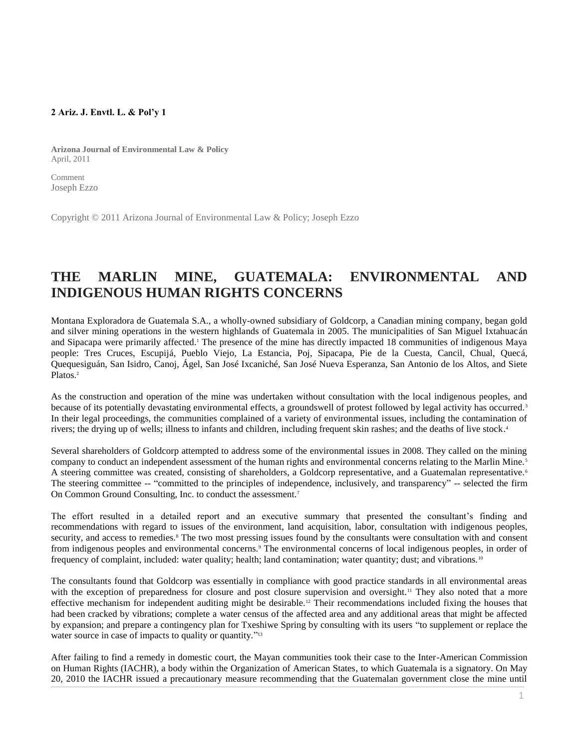**2 Ariz. J. Envtl. L. & Pol'y 1**

**Arizona Journal of Environmental Law & Policy**
April, 2011

Comment
Joseph Ezzo

Copyright © 2011 Arizona Journal of Environmental Law & Policy; Joseph Ezzo

# THE MARLIN MINE, GUATEMALA: ENVIRONMENTAL AND INDIGENOUS HUMAN RIGHTS CONCERNS

Montana Exploradora de Guatemala S.A., a wholly-owned subsidiary of Goldcorp, a Canadian mining company, began gold and silver mining operations in the western highlands of Guatemala in 2005. The municipalities of San Miguel Ixtahuacán and Sipacapa were primarily affected.[1] The presence of the mine has directly impacted 18 communities of indigenous Maya people: Tres Cruces, Escupijá, Pueblo Viejo, La Estancia, Poj, Sipacapa, Pie de la Cuesta, Cancil, Chual, Quecá, Quequesiguán, San Isidro, Canoj, Ágel, San José Ixcaniché, San José Nueva Esperanza, San Antonio de los Altos, and Siete Platos.[2]

As the construction and operation of the mine was undertaken without consultation with the local indigenous peoples, and because of its potentially devastating environmental effects, a groundswell of protest followed by legal activity has occurred.[3] In their legal proceedings, the communities complained of a variety of environmental issues, including the contamination of rivers; the drying up of wells; illness to infants and children, including frequent skin rashes; and the deaths of live stock.[4]

Several shareholders of Goldcorp attempted to address some of the environmental issues in 2008. They called on the mining company to conduct an independent assessment of the human rights and environmental concerns relating to the Marlin Mine.[5] A steering committee was created, consisting of shareholders, a Goldcorp representative, and a Guatemalan representative.[6] The steering committee -- "committed to the principles of independence, inclusively, and transparency" -- selected the firm On Common Ground Consulting, Inc. to conduct the assessment.[7]

The effort resulted in a detailed report and an executive summary that presented the consultant's finding and recommendations with regard to issues of the environment, land acquisition, labor, consultation with indigenous peoples, security, and access to remedies.[8] The two most pressing issues found by the consultants were consultation with and consent from indigenous peoples and environmental concerns.[9] The environmental concerns of local indigenous peoples, in order of frequency of complaint, included: water quality; health; land contamination; water quantity; dust; and vibrations.[10]

The consultants found that Goldcorp was essentially in compliance with good practice standards in all environmental areas with the exception of preparedness for closure and post closure supervision and oversight.[11] They also noted that a more effective mechanism for independent auditing might be desirable.[12] Their recommendations included fixing the houses that had been cracked by vibrations; complete a water census of the affected area and any additional areas that might be affected by expansion; and prepare a contingency plan for Txeshiwe Spring by consulting with its users "to supplement or replace the water source in case of impacts to quality or quantity."[13]

After failing to find a remedy in domestic court, the Mayan communities took their case to the Inter-American Commission on Human Rights (IACHR), a body within the Organization of American States, to which Guatemala is a signatory. On May 20, 2010 the IACHR issued a precautionary measure recommending that the Guatemalan government close the mine until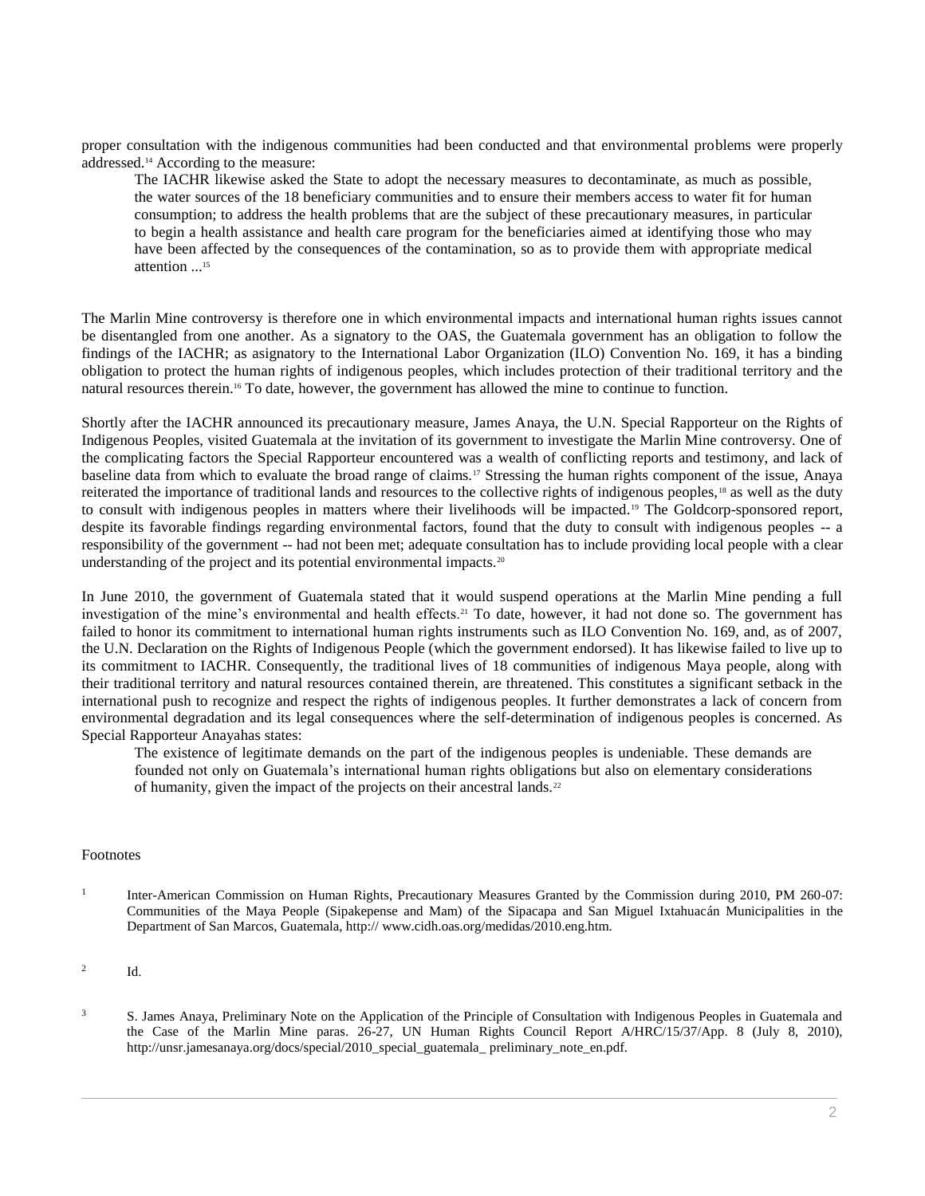proper consultation with the indigenous communities had been conducted and that environmental problems were properly addressed.[14] According to the measure:

> The IACHR likewise asked the State to adopt the necessary measures to decontaminate, as much as possible, the water sources of the 18 beneficiary communities and to ensure their members access to water fit for human consumption; to address the health problems that are the subject of these precautionary measures, in particular to begin a health assistance and health care program for the beneficiaries aimed at identifying those who may have been affected by the consequences of the contamination, so as to provide them with appropriate medical attention ...[15]

The Marlin Mine controversy is therefore one in which environmental impacts and international human rights issues cannot be disentangled from one another. As a signatory to the OAS, the Guatemala government has an obligation to follow the findings of the IACHR; as asignatory to the International Labor Organization (ILO) Convention No. 169, it has a binding obligation to protect the human rights of indigenous peoples, which includes protection of their traditional territory and the natural resources therein.[16] To date, however, the government has allowed the mine to continue to function.

Shortly after the IACHR announced its precautionary measure, James Anaya, the U.N. Special Rapporteur on the Rights of Indigenous Peoples, visited Guatemala at the invitation of its government to investigate the Marlin Mine controversy. One of the complicating factors the Special Rapporteur encountered was a wealth of conflicting reports and testimony, and lack of baseline data from which to evaluate the broad range of claims.[17] Stressing the human rights component of the issue, Anaya reiterated the importance of traditional lands and resources to the collective rights of indigenous peoples,[18] as well as the duty to consult with indigenous peoples in matters where their livelihoods will be impacted.[19] The Goldcorp-sponsored report, despite its favorable findings regarding environmental factors, found that the duty to consult with indigenous peoples -- a responsibility of the government -- had not been met; adequate consultation has to include providing local people with a clear understanding of the project and its potential environmental impacts.[20]

In June 2010, the government of Guatemala stated that it would suspend operations at the Marlin Mine pending a full investigation of the mine's environmental and health effects.[21] To date, however, it had not done so. The government has failed to honor its commitment to international human rights instruments such as ILO Convention No. 169, and, as of 2007, the U.N. Declaration on the Rights of Indigenous People (which the government endorsed). It has likewise failed to live up to its commitment to IACHR. Consequently, the traditional lives of 18 communities of indigenous Maya people, along with their traditional territory and natural resources contained therein, are threatened. This constitutes a significant setback in the international push to recognize and respect the rights of indigenous peoples. It further demonstrates a lack of concern from environmental degradation and its legal consequences where the self-determination of indigenous peoples is concerned. As Special Rapporteur Anayahas states:

> The existence of legitimate demands on the part of the indigenous peoples is undeniable. These demands are founded not only on Guatemala's international human rights obligations but also on elementary considerations of humanity, given the impact of the projects on their ancestral lands.[22]

Footnotes

[1] Inter-American Commission on Human Rights, Precautionary Measures Granted by the Commission during 2010, PM 260-07: Communities of the Maya People (Sipakepense and Mam) of the Sipacapa and San Miguel Ixtahuacán Municipalities in the Department of San Marcos, Guatemala, http:// www.cidh.oas.org/medidas/2010.eng.htm.

[2] Id.

[3] S. James Anaya, Preliminary Note on the Application of the Principle of Consultation with Indigenous Peoples in Guatemala and the Case of the Marlin Mine paras. 26-27, UN Human Rights Council Report A/HRC/15/37/App. 8 (July 8, 2010), http://unsr.jamesanaya.org/docs/special/2010_special_guatemala_ preliminary_note_en.pdf.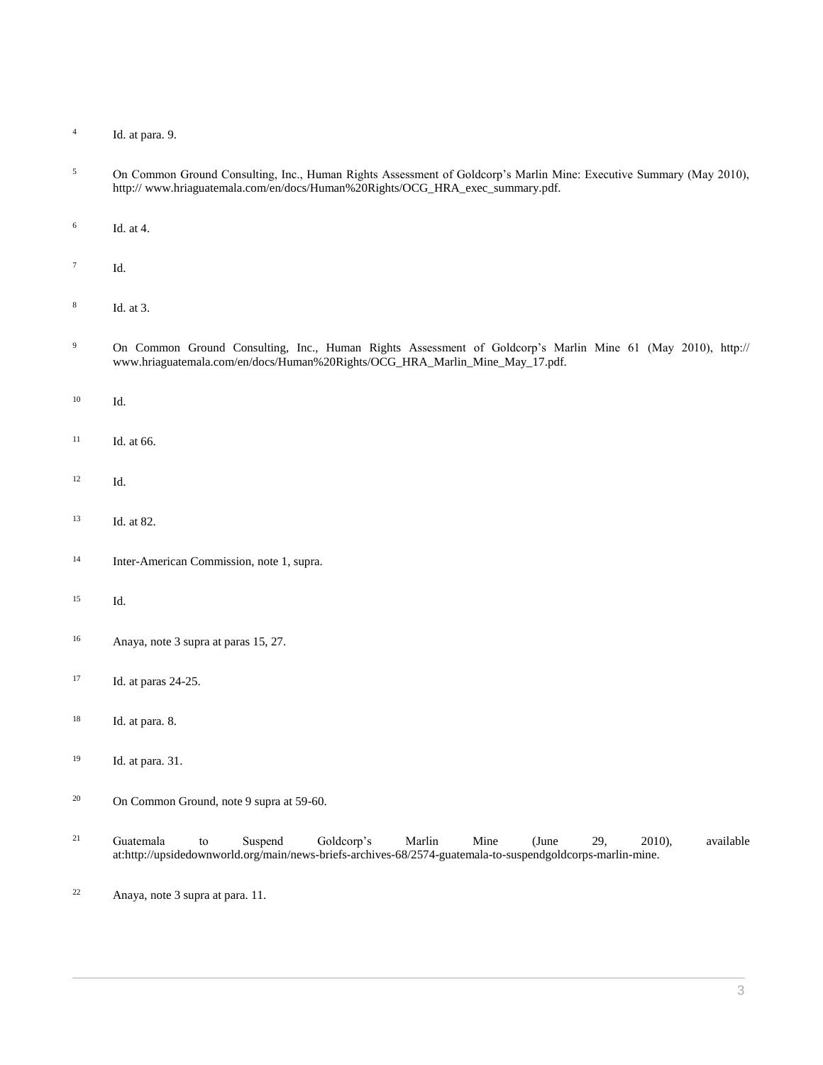[4] Id. at para. 9.

[5] On Common Ground Consulting, Inc., Human Rights Assessment of Goldcorp's Marlin Mine: Executive Summary (May 2010), http:// www.hriaguatemala.com/en/docs/Human%20Rights/OCG_HRA_exec_summary.pdf.

[6] Id. at 4.

[7] Id.

[8] Id. at 3.

[9] On Common Ground Consulting, Inc., Human Rights Assessment of Goldcorp's Marlin Mine 61 (May 2010), http:// www.hriaguatemala.com/en/docs/Human%20Rights/OCG_HRA_Marlin_Mine_May_17.pdf.

[10] Id.

[11] Id. at 66.

[12] Id.

[13] Id. at 82.

[14] Inter-American Commission, note 1, supra.

[15] Id.

[16] Anaya, note 3 supra at paras 15, 27.

[17] Id. at paras 24-25.

[18] Id. at para. 8.

[19] Id. at para. 31.

[20] On Common Ground, note 9 supra at 59-60.

[21] Guatemala to Suspend Goldcorp's Marlin Mine (June 29, 2010), available at:http://upsidedownworld.org/main/news-briefs-archives-68/2574-guatemala-to-suspendgoldcorps-marlin-mine.

[22] Anaya, note 3 supra at para. 11.